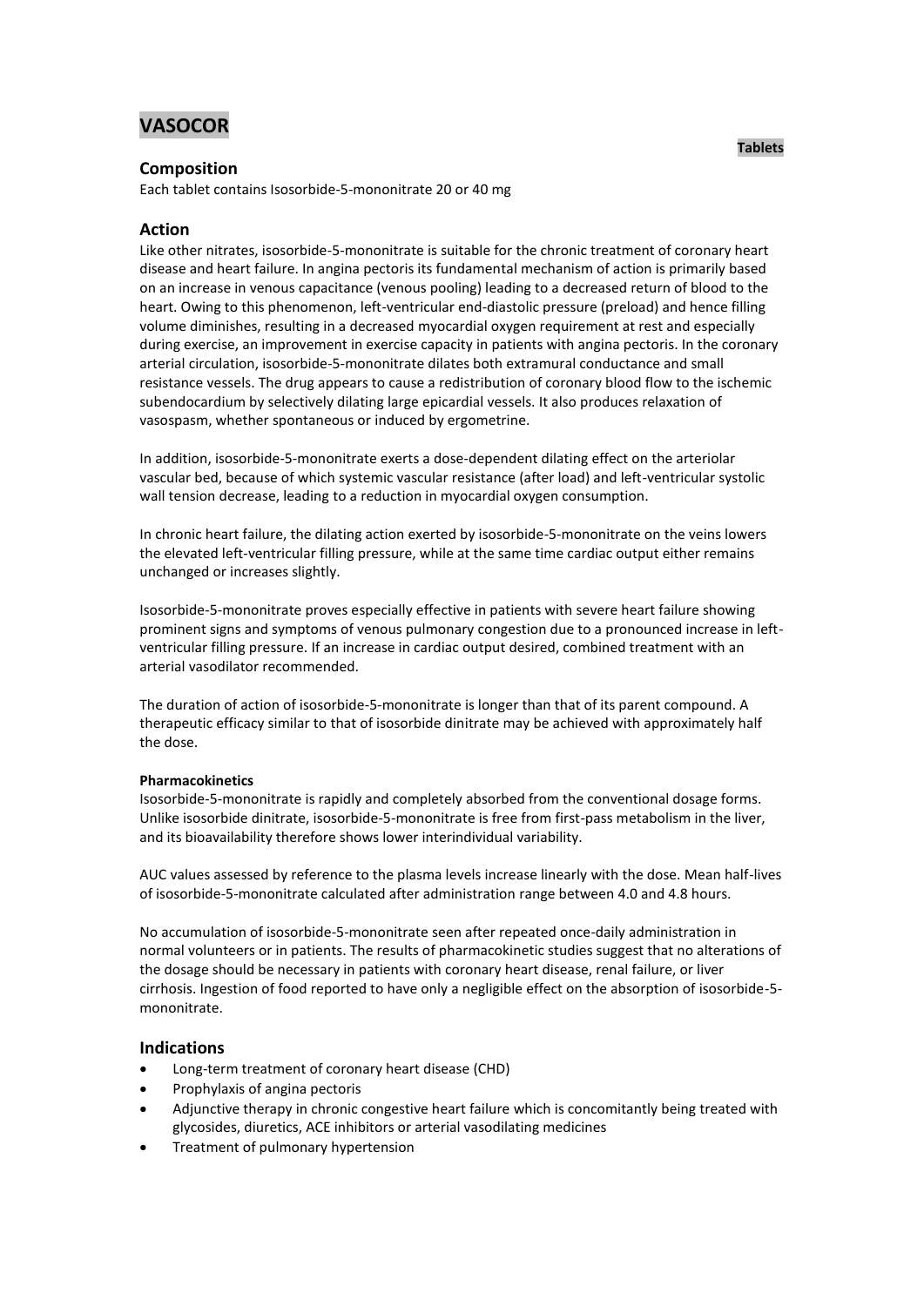# VASOCOR

**Tablets**

## Composition

Each tablet contains Isosorbide-5-mononitrate 20 or 40 mg

## Action

Like other nitrates, isosorbide-5-mononitrate is suitable for the chronic treatment of coronary heart disease and heart failure. In angina pectoris its fundamental mechanism of action is primarily based on an increase in venous capacitance (venous pooling) leading to a decreased return of blood to the heart. Owing to this phenomenon, left-ventricular end-diastolic pressure (preload) and hence filling volume diminishes, resulting in a decreased myocardial oxygen requirement at rest and especially during exercise, an improvement in exercise capacity in patients with angina pectoris. In the coronary arterial circulation, isosorbide-5-mononitrate dilates both extramural conductance and small resistance vessels. The drug appears to cause a redistribution of coronary blood flow to the ischemic subendocardium by selectively dilating large epicardial vessels. It also produces relaxation of vasospasm, whether spontaneous or induced by ergometrine.

In addition, isosorbide-5-mononitrate exerts a dose-dependent dilating effect on the arteriolar vascular bed, because of which systemic vascular resistance (after load) and left-ventricular systolic wall tension decrease, leading to a reduction in myocardial oxygen consumption.

In chronic heart failure, the dilating action exerted by isosorbide-5-mononitrate on the veins lowers the elevated left-ventricular filling pressure, while at the same time cardiac output either remains unchanged or increases slightly.

Isosorbide-5-mononitrate proves especially effective in patients with severe heart failure showing prominent signs and symptoms of venous pulmonary congestion due to a pronounced increase in left-ventricular filling pressure. If an increase in cardiac output desired, combined treatment with an arterial vasodilator recommended.

The duration of action of isosorbide-5-mononitrate is longer than that of its parent compound. A therapeutic efficacy similar to that of isosorbide dinitrate may be achieved with approximately half the dose.

#### Pharmacokinetics

Isosorbide-5-mononitrate is rapidly and completely absorbed from the conventional dosage forms. Unlike isosorbide dinitrate, isosorbide-5-mononitrate is free from first-pass metabolism in the liver, and its bioavailability therefore shows lower interindividual variability.

AUC values assessed by reference to the plasma levels increase linearly with the dose. Mean half-lives of isosorbide-5-mononitrate calculated after administration range between 4.0 and 4.8 hours.

No accumulation of isosorbide-5-mononitrate seen after repeated once-daily administration in normal volunteers or in patients. The results of pharmacokinetic studies suggest that no alterations of the dosage should be necessary in patients with coronary heart disease, renal failure, or liver cirrhosis. Ingestion of food reported to have only a negligible effect on the absorption of isosorbide-5-mononitrate.

## Indications

- Long-term treatment of coronary heart disease (CHD)
- Prophylaxis of angina pectoris
- Adjunctive therapy in chronic congestive heart failure which is concomitantly being treated with glycosides, diuretics, ACE inhibitors or arterial vasodilating medicines
- Treatment of pulmonary hypertension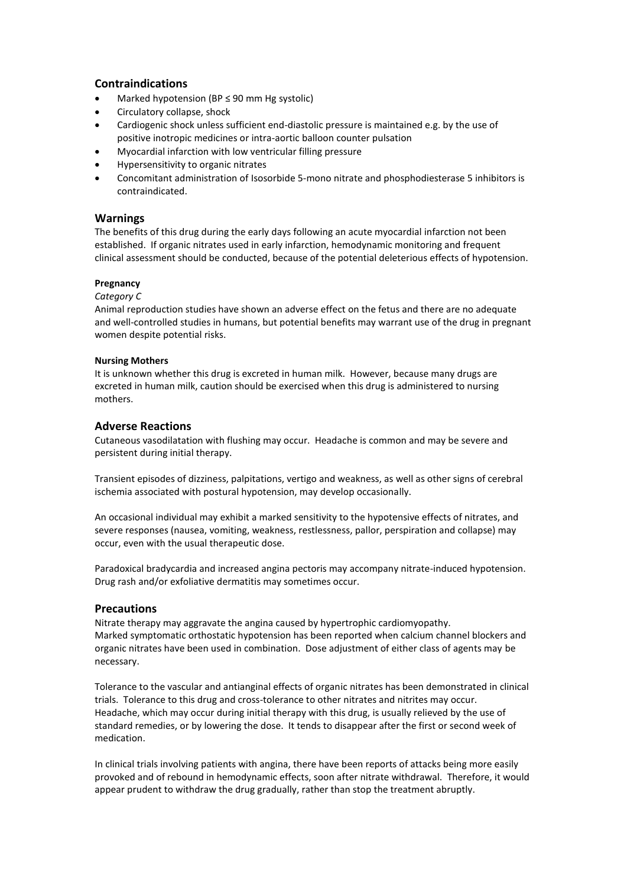## Contraindications

- Marked hypotension (BP ≤ 90 mm Hg systolic)
- Circulatory collapse, shock
- Cardiogenic shock unless sufficient end-diastolic pressure is maintained e.g. by the use of positive inotropic medicines or intra-aortic balloon counter pulsation
- Myocardial infarction with low ventricular filling pressure
- Hypersensitivity to organic nitrates
- Concomitant administration of Isosorbide 5-mono nitrate and phosphodiesterase 5 inhibitors is contraindicated.

## Warnings

The benefits of this drug during the early days following an acute myocardial infarction not been established. If organic nitrates used in early infarction, hemodynamic monitoring and frequent clinical assessment should be conducted, because of the potential deleterious effects of hypotension.

#### Pregnancy

*Category C*

Animal reproduction studies have shown an adverse effect on the fetus and there are no adequate and well-controlled studies in humans, but potential benefits may warrant use of the drug in pregnant women despite potential risks.

#### Nursing Mothers

It is unknown whether this drug is excreted in human milk. However, because many drugs are excreted in human milk, caution should be exercised when this drug is administered to nursing mothers.

## Adverse Reactions

Cutaneous vasodilatation with flushing may occur. Headache is common and may be severe and persistent during initial therapy.

Transient episodes of dizziness, palpitations, vertigo and weakness, as well as other signs of cerebral ischemia associated with postural hypotension, may develop occasionally.

An occasional individual may exhibit a marked sensitivity to the hypotensive effects of nitrates, and severe responses (nausea, vomiting, weakness, restlessness, pallor, perspiration and collapse) may occur, even with the usual therapeutic dose.

Paradoxical bradycardia and increased angina pectoris may accompany nitrate-induced hypotension. Drug rash and/or exfoliative dermatitis may sometimes occur.

## Precautions

Nitrate therapy may aggravate the angina caused by hypertrophic cardiomyopathy.
Marked symptomatic orthostatic hypotension has been reported when calcium channel blockers and organic nitrates have been used in combination. Dose adjustment of either class of agents may be necessary.

Tolerance to the vascular and antianginal effects of organic nitrates has been demonstrated in clinical trials. Tolerance to this drug and cross-tolerance to other nitrates and nitrites may occur.
Headache, which may occur during initial therapy with this drug, is usually relieved by the use of standard remedies, or by lowering the dose. It tends to disappear after the first or second week of medication.

In clinical trials involving patients with angina, there have been reports of attacks being more easily provoked and of rebound in hemodynamic effects, soon after nitrate withdrawal. Therefore, it would appear prudent to withdraw the drug gradually, rather than stop the treatment abruptly.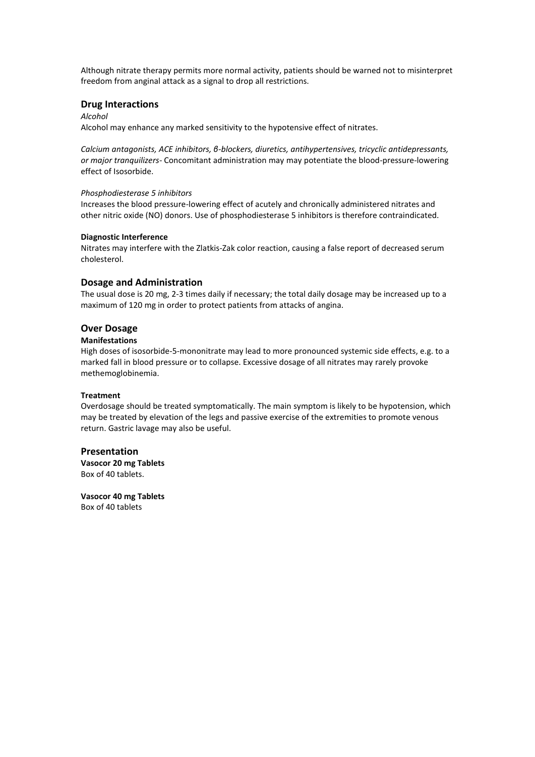Although nitrate therapy permits more normal activity, patients should be warned not to misinterpret freedom from anginal attack as a signal to drop all restrictions.

## Drug Interactions

*Alcohol*

Alcohol may enhance any marked sensitivity to the hypotensive effect of nitrates.

*Calcium antagonists, ACE inhibitors, β-blockers, diuretics, antihypertensives, tricyclic antidepressants, or major tranquilizers*- Concomitant administration may may potentiate the blood-pressure-lowering effect of Isosorbide.

*Phosphodiesterase 5 inhibitors*

Increases the blood pressure-lowering effect of acutely and chronically administered nitrates and other nitric oxide (NO) donors. Use of phosphodiesterase 5 inhibitors is therefore contraindicated.

**Diagnostic Interference**

Nitrates may interfere with the Zlatkis-Zak color reaction, causing a false report of decreased serum cholesterol.

## Dosage and Administration

The usual dose is 20 mg, 2-3 times daily if necessary; the total daily dosage may be increased up to a maximum of 120 mg in order to protect patients from attacks of angina.

## Over Dosage

**Manifestations**

High doses of isosorbide-5-mononitrate may lead to more pronounced systemic side effects, e.g. to a marked fall in blood pressure or to collapse. Excessive dosage of all nitrates may rarely provoke methemoglobinemia.

**Treatment**

Overdosage should be treated symptomatically. The main symptom is likely to be hypotension, which may be treated by elevation of the legs and passive exercise of the extremities to promote venous return. Gastric lavage may also be useful.

## Presentation

**Vasocor 20 mg Tablets**
Box of 40 tablets.

**Vasocor 40 mg Tablets**
Box of 40 tablets